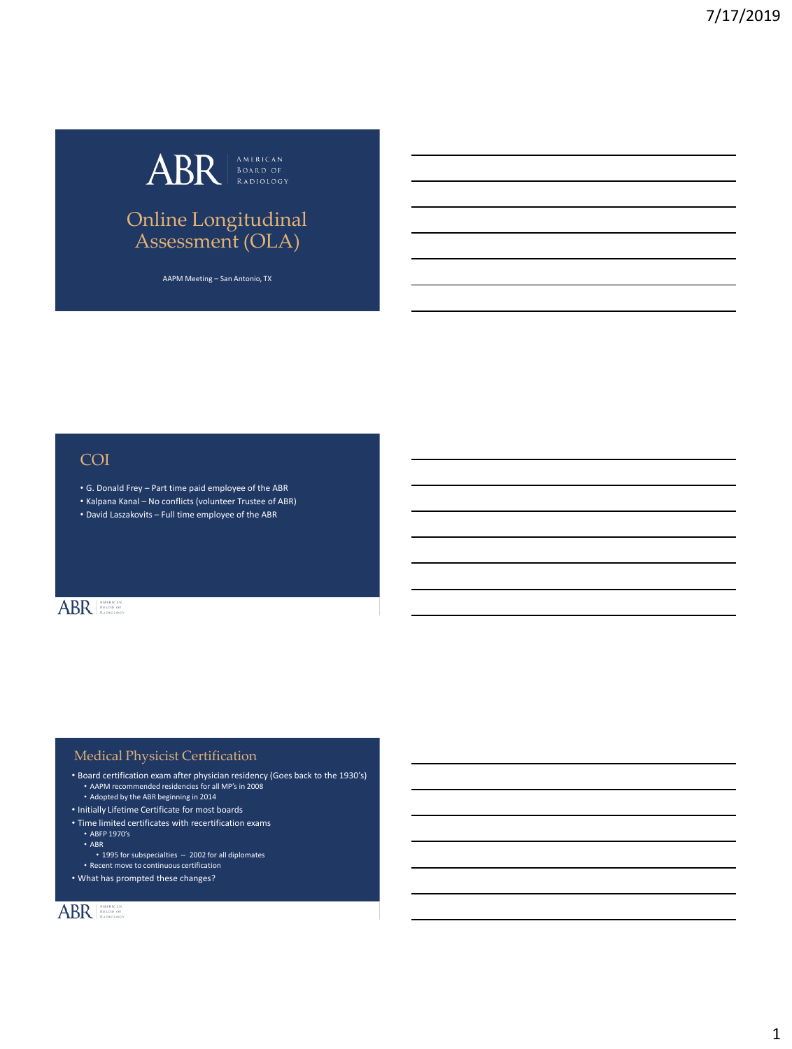# Online Longitudinal Assessment (OLA)

AAPM Meeting – San Antonio, TX

## COI

- G. Donald Frey – Part time paid employee of the ABR
- Kalpana Kanal – No conflicts (volunteer Trustee of ABR)
- David Laszakovits – Full time employee of the ABR

## Medical Physicist Certification

- Board certification exam after physician residency (Goes back to the 1930's)
  - AAPM recommended residencies for all MP's in 2008
  - Adopted by the ABR beginning in 2014
- Initially Lifetime Certificate for most boards
- Time limited certificates with recertification exams
  - ABFP 1970's
  - ABR
    - 1995 for subspecialties -- 2002 for all diplomates
  - Recent move to continuous certification
- What has prompted these changes?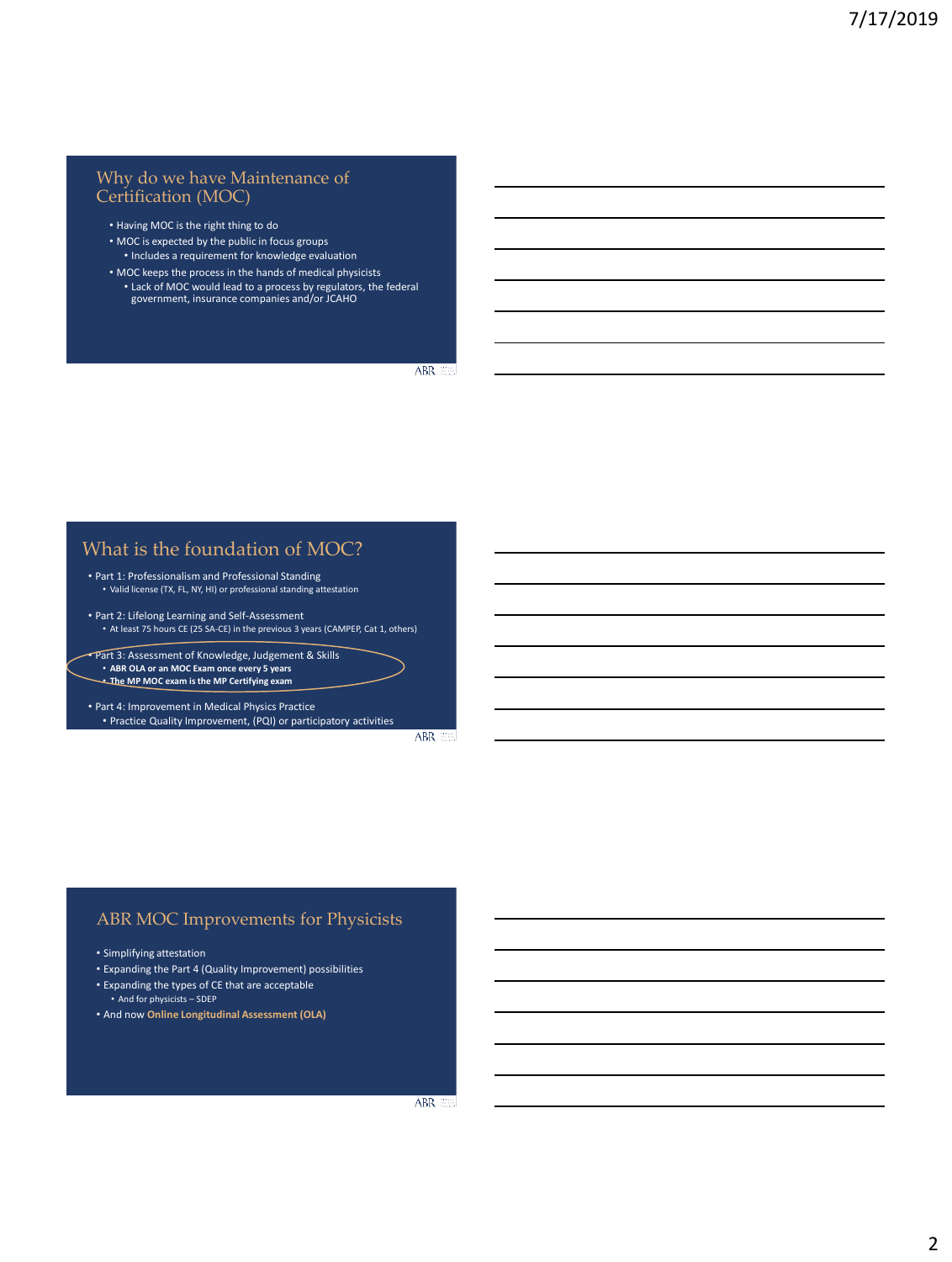## Why do we have Maintenance of Certification (MOC)

- Having MOC is the right thing to do
- MOC is expected by the public in focus groups
  - Includes a requirement for knowledge evaluation
- MOC keeps the process in the hands of medical physicists
  - Lack of MOC would lead to a process by regulators, the federal government, insurance companies and/or JCAHO

## What is the foundation of MOC?

- Part 1: Professionalism and Professional Standing
  - Valid license (TX, FL, NY, HI) or professional standing attestation
- Part 2: Lifelong Learning and Self-Assessment
  - At least 75 hours CE (25 SA-CE) in the previous 3 years (CAMPEP, Cat 1, others)
- Part 3: Assessment of Knowledge, Judgement & Skills
  - **ABR OLA or an MOC Exam once every 5 years**
  - **The MP MOC exam is the MP Certifying exam**
- Part 4: Improvement in Medical Physics Practice
  - Practice Quality Improvement, (PQI) or participatory activities

## ABR MOC Improvements for Physicists

- Simplifying attestation
- Expanding the Part 4 (Quality Improvement) possibilities
- Expanding the types of CE that are acceptable
  - And for physicists – SDEP
- And now **Online Longitudinal Assessment (OLA)**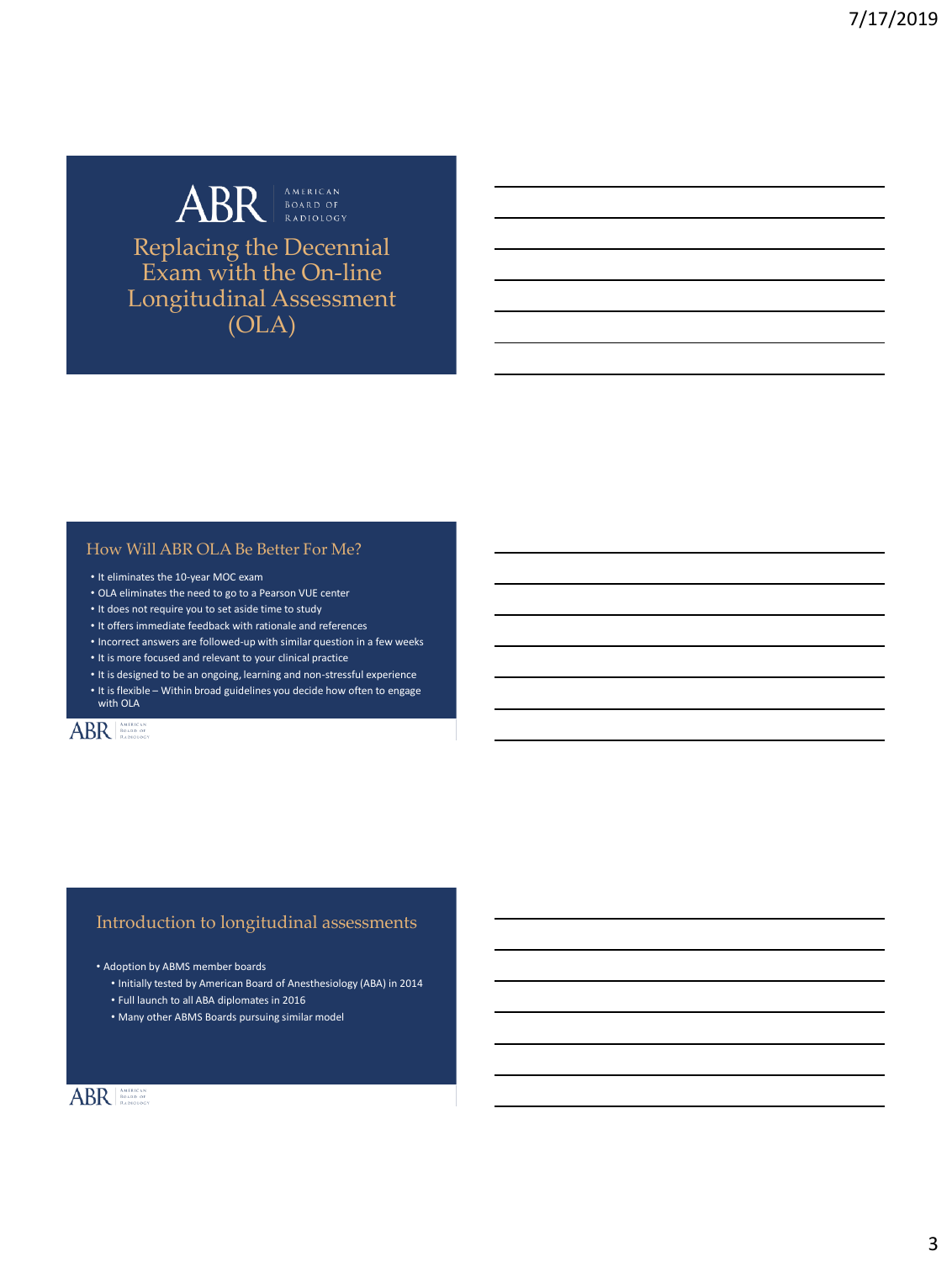# Replacing the Decennial Exam with the On-line Longitudinal Assessment (OLA)

## How Will ABR OLA Be Better For Me?

- It eliminates the 10-year MOC exam
- OLA eliminates the need to go to a Pearson VUE center
- It does not require you to set aside time to study
- It offers immediate feedback with rationale and references
- Incorrect answers are followed-up with similar question in a few weeks
- It is more focused and relevant to your clinical practice
- It is designed to be an ongoing, learning and non-stressful experience
- It is flexible – Within broad guidelines you decide how often to engage with OLA

## Introduction to longitudinal assessments

- Adoption by ABMS member boards
  - Initially tested by American Board of Anesthesiology (ABA) in 2014
  - Full launch to all ABA diplomates in 2016
  - Many other ABMS Boards pursuing similar model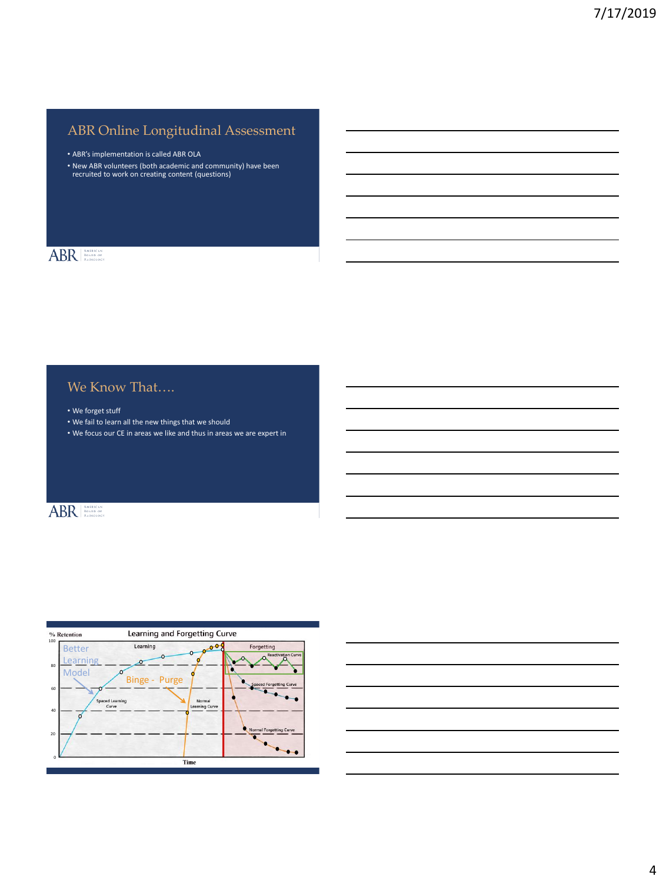## ABR Online Longitudinal Assessment

- ABR's implementation is called ABR OLA
- New ABR volunteers (both academic and community) have been recruited to work on creating content (questions)

## We Know That….

- We forget stuff
- We fail to learn all the new things that we should
- We focus our CE in areas we like and thus in areas we are expert in

### Learning and Forgetting Curve

% Retention

Better Learning Model

Binge - Purge

Learning

Forgetting

Reactivation Curve

Spaced Forgetting Curve

Normal Forgetting Curve

Spaced Learning Curve

Normal Learning Curve

Time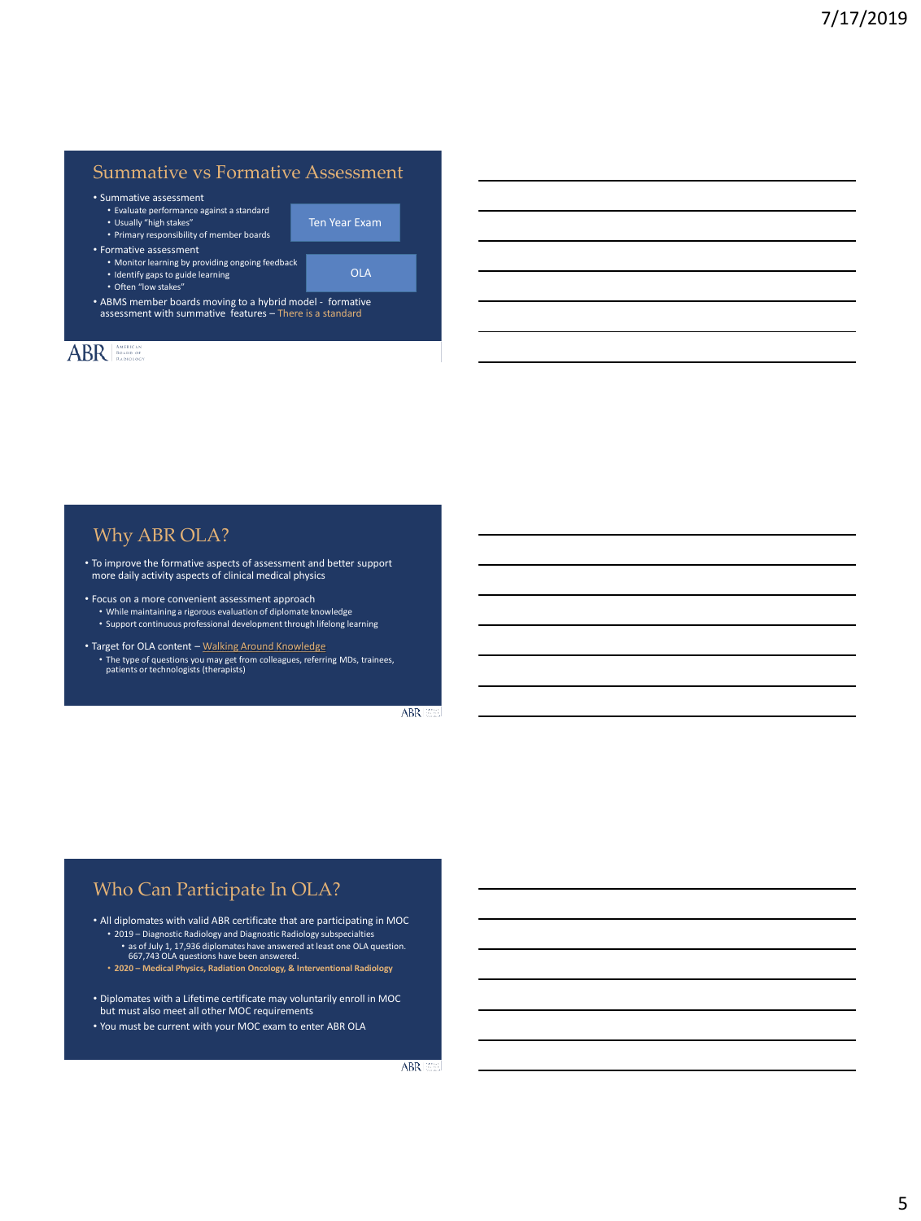## Summative vs Formative Assessment

- Summative assessment
  - Evaluate performance against a standard
  - Usually "high stakes"
  - Primary responsibility of member boards
- Formative assessment
  - Monitor learning by providing ongoing feedback
  - Identify gaps to guide learning
  - Often "low stakes"
- ABMS member boards moving to a hybrid model - formative assessment with summative features – There is a standard

Ten Year Exam

OLA

## Why ABR OLA?

- To improve the formative aspects of assessment and better support more daily activity aspects of clinical medical physics
- Focus on a more convenient assessment approach
  - While maintaining a rigorous evaluation of diplomate knowledge
  - Support continuous professional development through lifelong learning
- Target for OLA content – Walking Around Knowledge
  - The type of questions you may get from colleagues, referring MDs, trainees, patients or technologists (therapists)

## Who Can Participate In OLA?

- All diplomates with valid ABR certificate that are participating in MOC
  - 2019 – Diagnostic Radiology and Diagnostic Radiology subspecialties
    - as of July 1, 17,936 diplomates have answered at least one OLA question. 667,743 OLA questions have been answered.
  - **2020 – Medical Physics, Radiation Oncology, & Interventional Radiology**
- Diplomates with a Lifetime certificate may voluntarily enroll in MOC but must also meet all other MOC requirements
- You must be current with your MOC exam to enter ABR OLA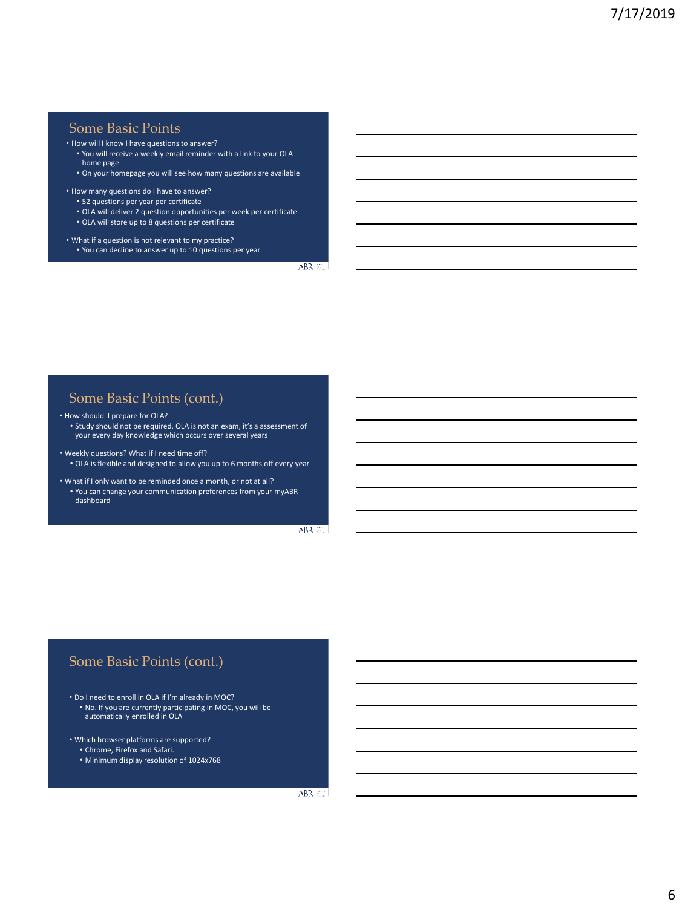## Some Basic Points

- How will I know I have questions to answer?
  - You will receive a weekly email reminder with a link to your OLA home page
  - On your homepage you will see how many questions are available
- How many questions do I have to answer?
  - 52 questions per year per certificate
  - OLA will deliver 2 question opportunities per week per certificate
  - OLA will store up to 8 questions per certificate
- What if a question is not relevant to my practice?
  - You can decline to answer up to 10 questions per year

## Some Basic Points (cont.)

- How should I prepare for OLA?
  - Study should not be required. OLA is not an exam, it's a assessment of your every day knowledge which occurs over several years
- Weekly questions? What if I need time off?
  - OLA is flexible and designed to allow you up to 6 months off every year
- What if I only want to be reminded once a month, or not at all?
  - You can change your communication preferences from your myABR dashboard

## Some Basic Points (cont.)

- Do I need to enroll in OLA if I'm already in MOC?
  - No. If you are currently participating in MOC, you will be automatically enrolled in OLA
- Which browser platforms are supported?
  - Chrome, Firefox and Safari.
  - Minimum display resolution of 1024x768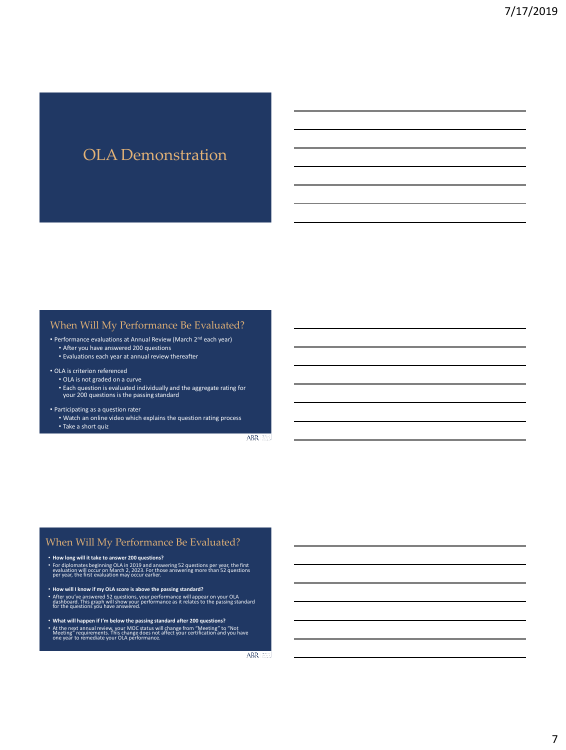# OLA Demonstration

## When Will My Performance Be Evaluated?

- Performance evaluations at Annual Review (March 2nd each year)
  - After you have answered 200 questions
  - Evaluations each year at annual review thereafter
- OLA is criterion referenced
  - OLA is not graded on a curve
  - Each question is evaluated individually and the aggregate rating for your 200 questions is the passing standard
- Participating as a question rater
  - Watch an online video which explains the question rating process
  - Take a short quiz

ABR

## When Will My Performance Be Evaluated?

- **How long will it take to answer 200 questions?**
- For diplomates beginning OLA in 2019 and answering 52 questions per year, the first evaluation will occur on March 2, 2023. For those answering more than 52 questions per year, the first evaluation may occur earlier.
- **How will I know if my OLA score is above the passing standard?**
- After you've answered 52 questions, your performance will appear on your OLA dashboard. This graph will show your performance as it relates to the passing standard for the questions you have answered.
- **What will happen if I'm below the passing standard after 200 questions?**
- At the next annual review, your MOC status will change from "Meeting" to "Not Meeting" requirements. This change does not affect your certification and you have one year to remediate your OLA performance.

ABR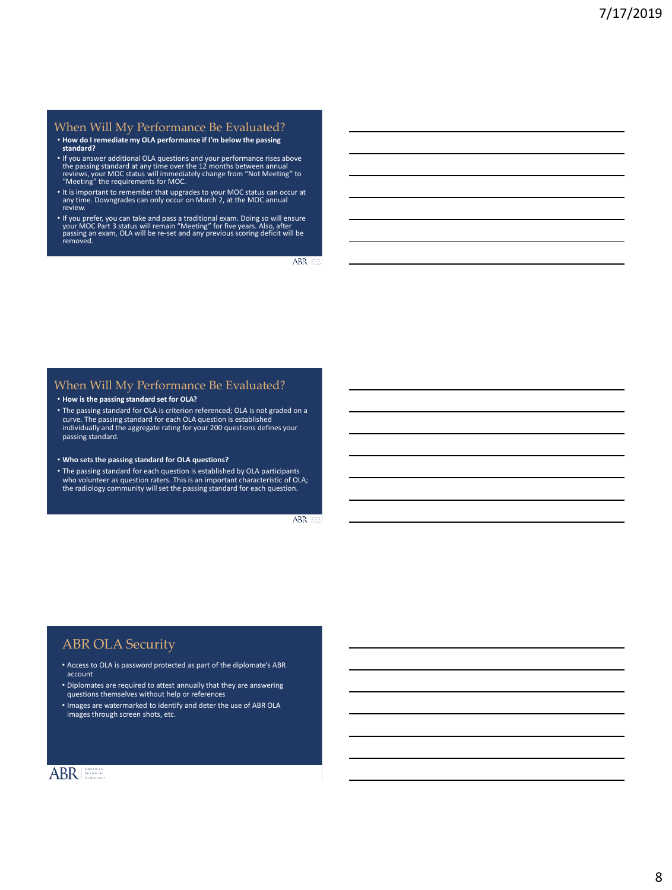## When Will My Performance Be Evaluated?

- **How do I remediate my OLA performance if I'm below the passing standard?**
- If you answer additional OLA questions and your performance rises above the passing standard at any time over the 12 months between annual reviews, your MOC status will immediately change from "Not Meeting" to "Meeting" the requirements for MOC.
- It is important to remember that upgrades to your MOC status can occur at any time. Downgrades can only occur on March 2, at the MOC annual review.
- If you prefer, you can take and pass a traditional exam. Doing so will ensure your MOC Part 3 status will remain "Meeting" for five years. Also, after passing an exam, OLA will be re-set and any previous scoring deficit will be removed.

## When Will My Performance Be Evaluated?

- **How is the passing standard set for OLA?**
- The passing standard for OLA is criterion referenced; OLA is not graded on a curve. The passing standard for each OLA question is established individually and the aggregate rating for your 200 questions defines your passing standard.

- **Who sets the passing standard for OLA questions?**
- The passing standard for each question is established by OLA participants who volunteer as question raters. This is an important characteristic of OLA; the radiology community will set the passing standard for each question.

## ABR OLA Security

- Access to OLA is password protected as part of the diplomate's ABR account
- Diplomates are required to attest annually that they are answering questions themselves without help or references
- Images are watermarked to identify and deter the use of ABR OLA images through screen shots, etc.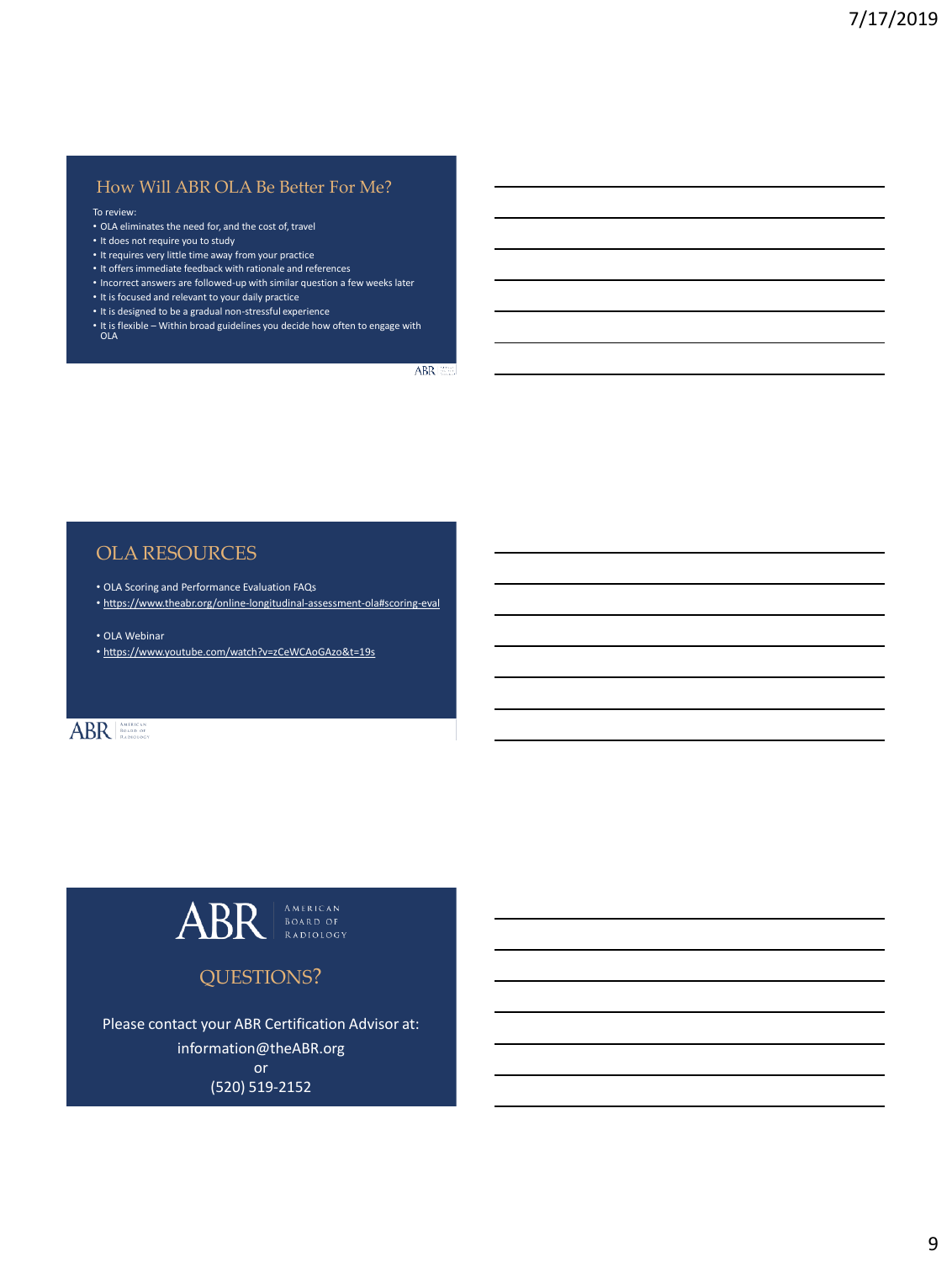## How Will ABR OLA Be Better For Me?

To review:

- OLA eliminates the need for, and the cost of, travel
- It does not require you to study
- It requires very little time away from your practice
- It offers immediate feedback with rationale and references
- Incorrect answers are followed-up with similar question a few weeks later
- It is focused and relevant to your daily practice
- It is designed to be a gradual non-stressful experience
- It is flexible – Within broad guidelines you decide how often to engage with OLA

## OLA RESOURCES

- OLA Scoring and Performance Evaluation FAQs
- https://www.theabr.org/online-longitudinal-assessment-ola#scoring-eval

- OLA Webinar
- https://www.youtube.com/watch?v=zCeWCAoGAzo&t=19s

ABR American Board of Radiology

## QUESTIONS?

Please contact your ABR Certification Advisor at:

information@theABR.org

or

(520) 519-2152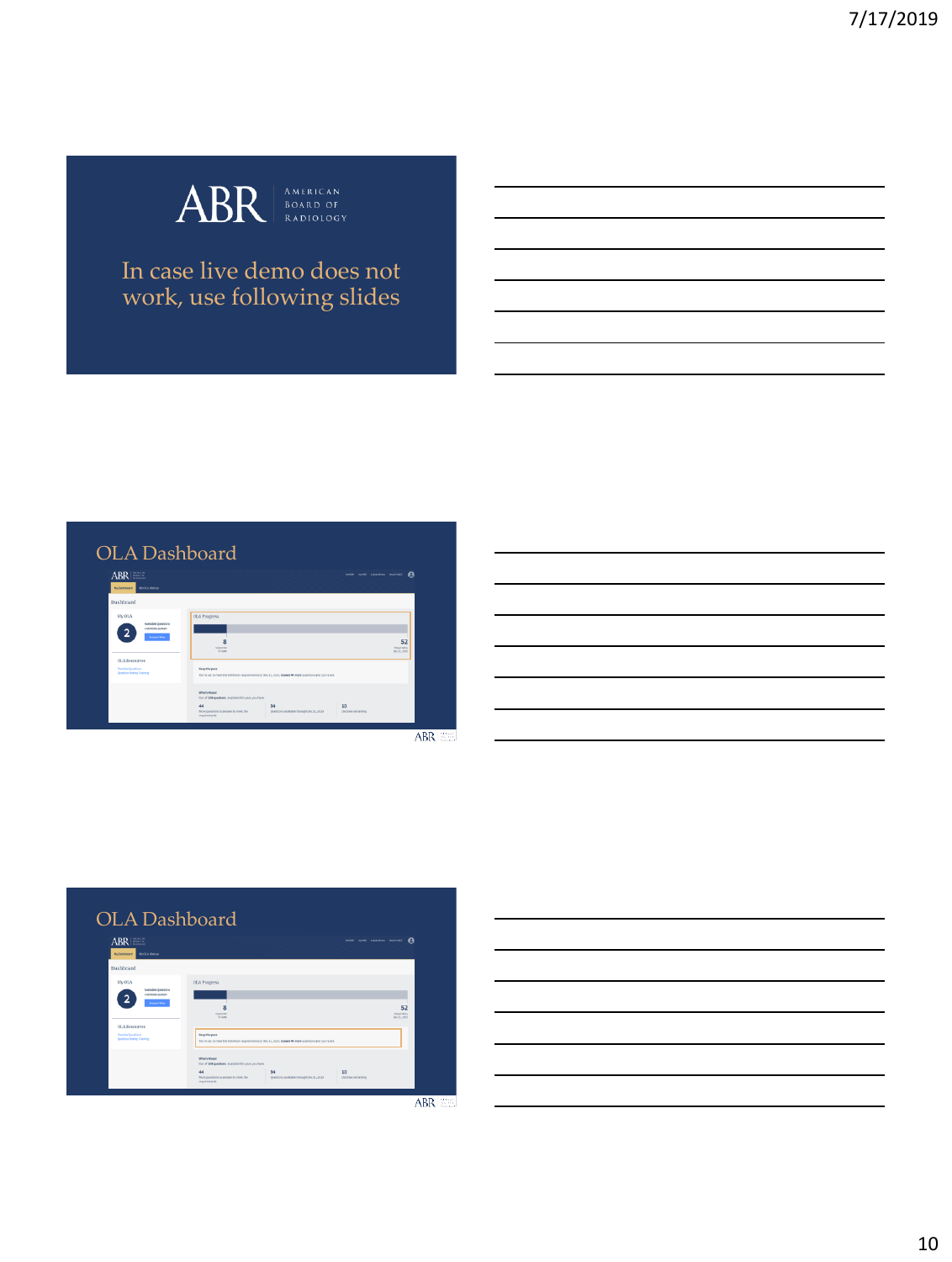ABR AMERICAN BOARD OF RADIOLOGY

In case live demo does not work, use following slides

## OLA Dashboard

## OLA Dashboard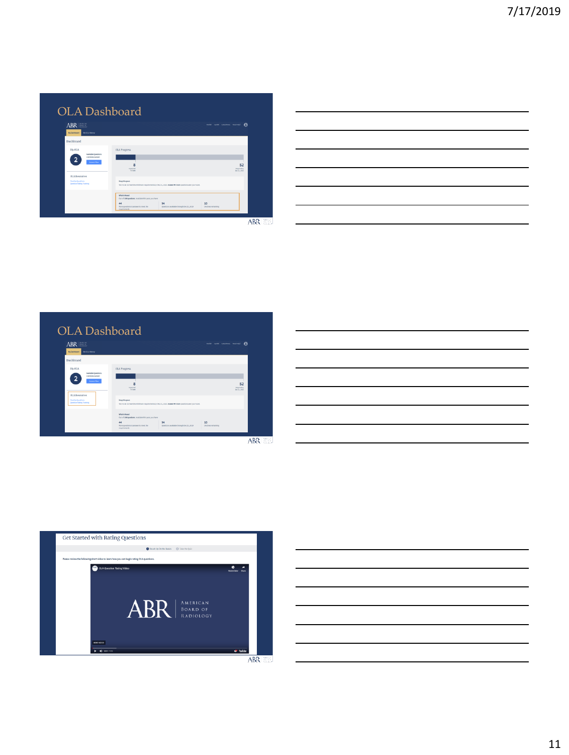## OLA Dashboard

## OLA Dashboard

## Get Started with Rating Questions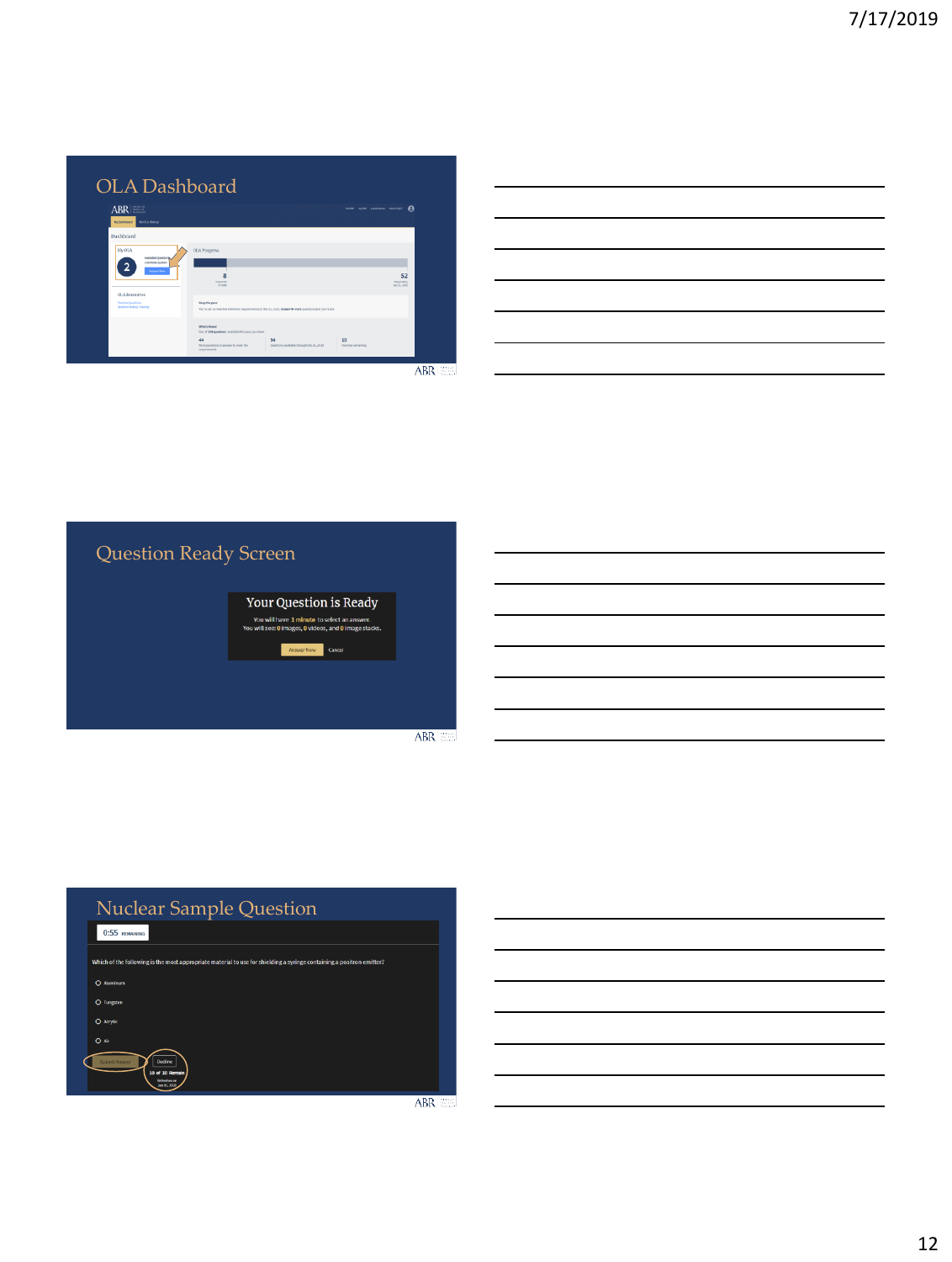## OLA Dashboard

ABR

My Dashboard | My OLA History

Dashboard

My OLA

2

OLA Resources

OLA Progress

8

52

Stay the pace!

What's Ahead

44

34

10

## Question Ready Screen

### Your Question is Ready

You will have 1 minute to select an answer.
You will see: 0 images, 0 videos, and 0 image stacks.

Answer Now Cancel

## Nuclear Sample Question

0:55 REMAINING

Which of the following is the most appropriate material to use for shielding a syringe containing a positron emitter?

- Aluminum
- Tungsten
- Acrylic
- Air

Submit Answer

Decline

10 of 10 Remain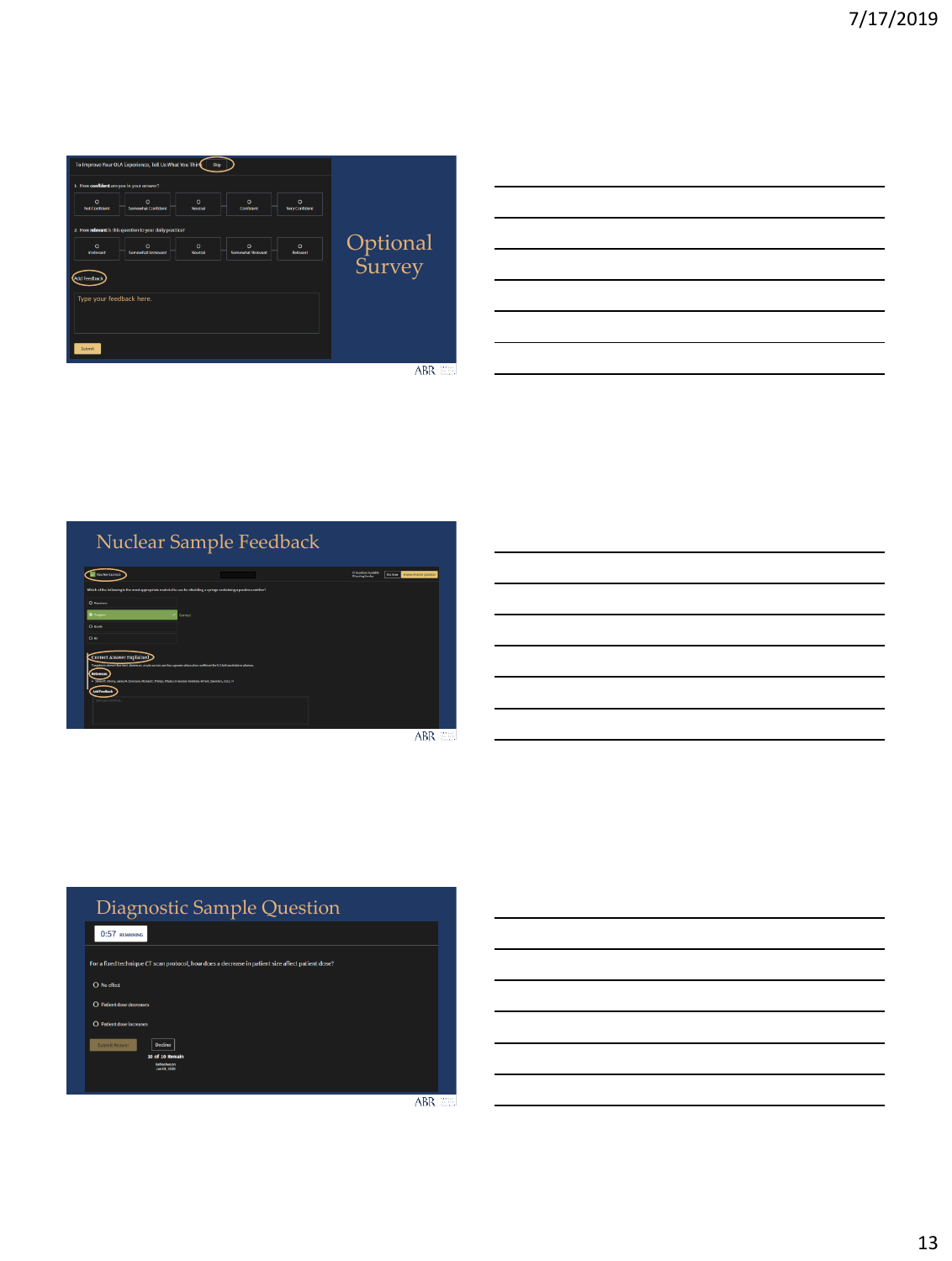## Optional Survey

To Improve Your OLA Experience, Tell Us What You Think — Skip

1. How **confident** are you in your answer?

Not Confident | Somewhat Confident | Neutral | Confident | Very Confident

2. How **relevant** is this question to your daily practice?

Irrelevant | Somewhat Irrelevant | Neutral | Somewhat Relevant | Relevant

Add Feedback

Type your feedback here.

Submit

## Nuclear Sample Feedback

You Are Correct

Which of the following is the most appropriate material to use for shielding a syringe containing a positron emitter?

- Aluminum
- Tungsten — Correct
- Acrylic
- Air

Correct Answer Explained

References

Add Feedback

## Diagnostic Sample Question

0:57 REMAINING

For a fixed technique CT scan protocol, how does a decrease in patient size affect patient dose?

- No effect
- Patient dose decreases
- Patient dose increases

Submit Answer | Decline

10 of 10 Remain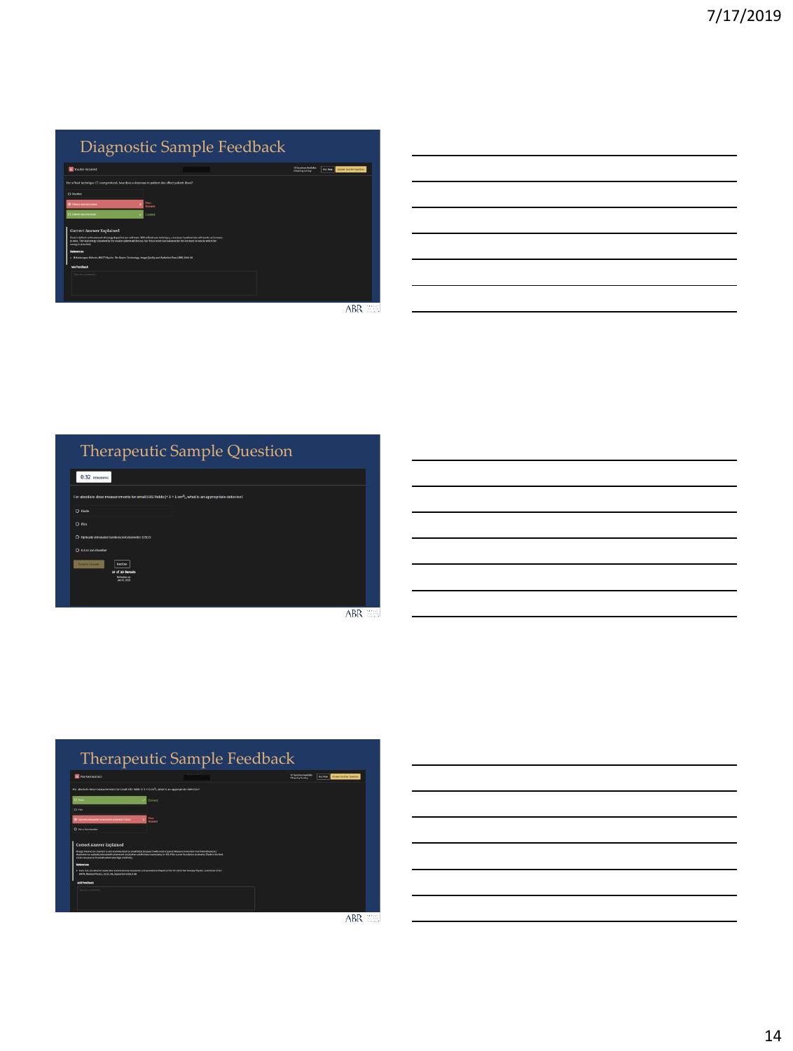# Diagnostic Sample Feedback

You're incorrect

For a fixed technique CT exam protocol, how does a decrease in patient size affect patient dose?

- No effect
- Patient dose decreases — Your Answer
- Patient dose increases — Correct

Correct Answer Explained

References

Add Feedback

# Therapeutic Sample Question

0:32 REMAINING

For absolute dose measurements for small SRS fields (< 1 × 1 cm²), what is an appropriate detector?

- Diode
- Film
- Optically stimulated luminescent dosimeter (OSLD)
- 0.6 cc ion chamber

Submit Answer | Decline

18 of 20 Remain

# Therapeutic Sample Feedback

You're incorrect

For absolute dose measurements for small SRS fields (< 1 × 1 cm²), what is an appropriate detector?

- Diode — Correct
- Film
- Optically stimulated luminescent dosimeter (OSLD) — Your Answer
- 0.6 cc ion chamber

Correct Answer Explained

References

Add Feedback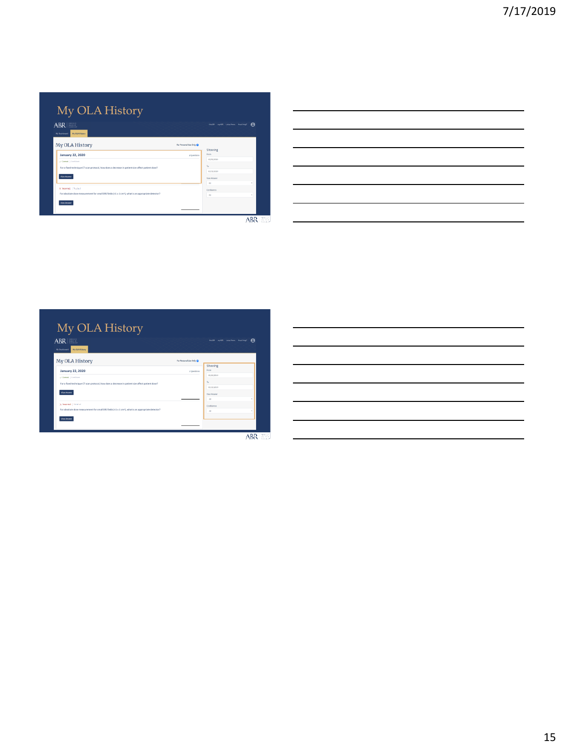# My OLA History

My Dashboard | My OLA History

## My OLA History

For Personal Use Only

**January 22, 2020**

2 Questions

✓ Correct | Confident

For a fixed technique CT scan protocol, how does a decrease in patient size affect patient dose?

View Answer

✕ Incorrect | Not Sure

For absolute dose measurement for small SRS fields (<1 x 1 cm²), what is an appropriate detector?

View Answer

Showing

From

To

Your Answer

Confidence

# My OLA History

My Dashboard | My OLA History

## My OLA History

For Personal Use Only

**January 22, 2020**

2 Questions

✓ Correct | Confident

For a fixed technique CT scan protocol, how does a decrease in patient size affect patient dose?

View Answer

✕ Incorrect | Not Sure

For absolute dose measurement for small SRS fields (<1 x 1 cm²), what is an appropriate detector?

View Answer

Showing

From

To

Your Answer

Confidence